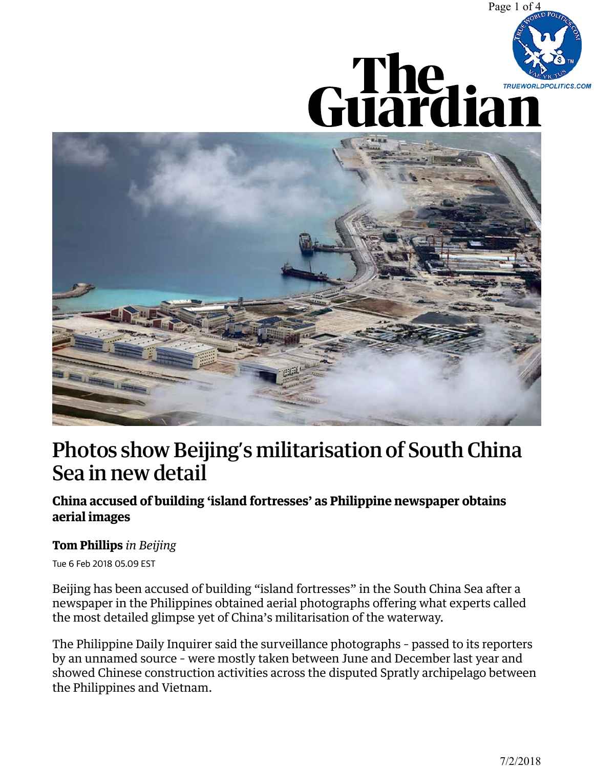# Photos show Beijing's militarisation of South China Sea in new detail

**China accused of building 'island fortresses' as Philippine newspaper obtains aerial images**

**Tom Phillips** *in Beijing*

Tue 6 Feb 2018 05.09 EST

Beijing has been accused of building "island fortresses" in the South China Sea after a newspaper in the Philippines obtained aerial photographs offering what experts called the most detailed glimpse yet of China's militarisation of the waterway.

The Philippine Daily Inquirer said the surveillance photographs - passed to its reporters by an unnamed source - were mostly taken between June and December last year and showed Chinese construction activities across the disputed Spratly archipelago between the Philippines and Vietnam.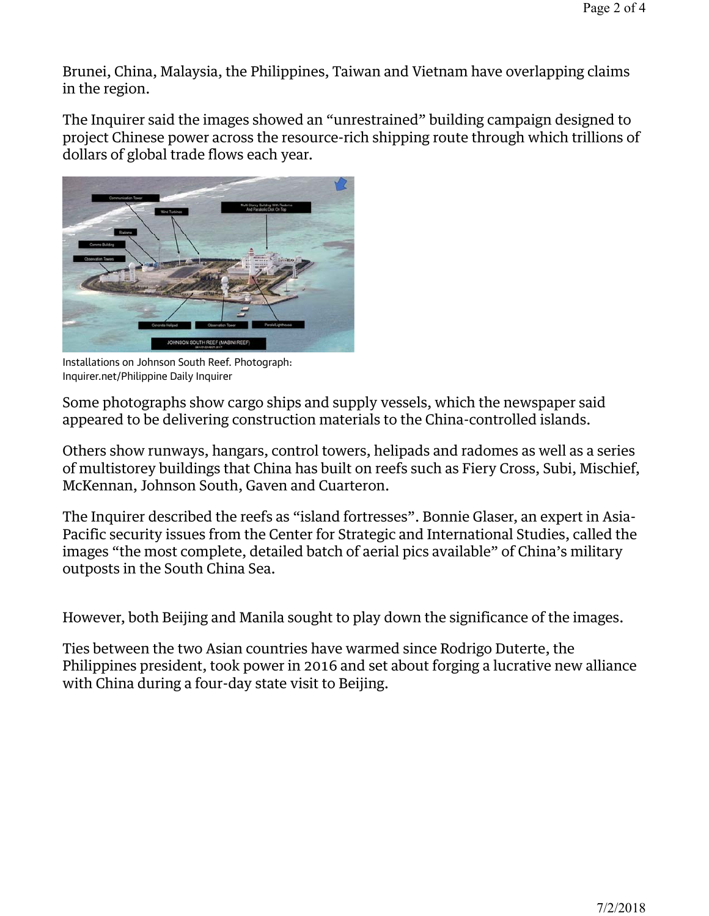Brunei, China, Malaysia, the Philippines, Taiwan and Vietnam have overlapping claims in the region.

The Inquirer said the images showed an “unrestrained” building campaign designed to project Chinese power across the resource-rich shipping route through which trillions of dollars of global trade flows each year.

Installations on Johnson South Reef. Photograph: Inquirer.net/Philippine Daily Inquirer

Some photographs show cargo ships and supply vessels, which the newspaper said appeared to be delivering construction materials to the China-controlled islands.

Others show runways, hangars, control towers, helipads and radomes as well as a series of multistorey buildings that China has built on reefs such as Fiery Cross, Subi, Mischief, McKennan, Johnson South, Gaven and Cuarteron.

The Inquirer described the reefs as “island fortresses”. Bonnie Glaser, an expert in Asia-Pacific security issues from the Center for Strategic and International Studies, called the images “the most complete, detailed batch of aerial pics available” of China’s military outposts in the South China Sea.

However, both Beijing and Manila sought to play down the significance of the images.

Ties between the two Asian countries have warmed since Rodrigo Duterte, the Philippines president, took power in 2016 and set about forging a lucrative new alliance with China during a four-day state visit to Beijing.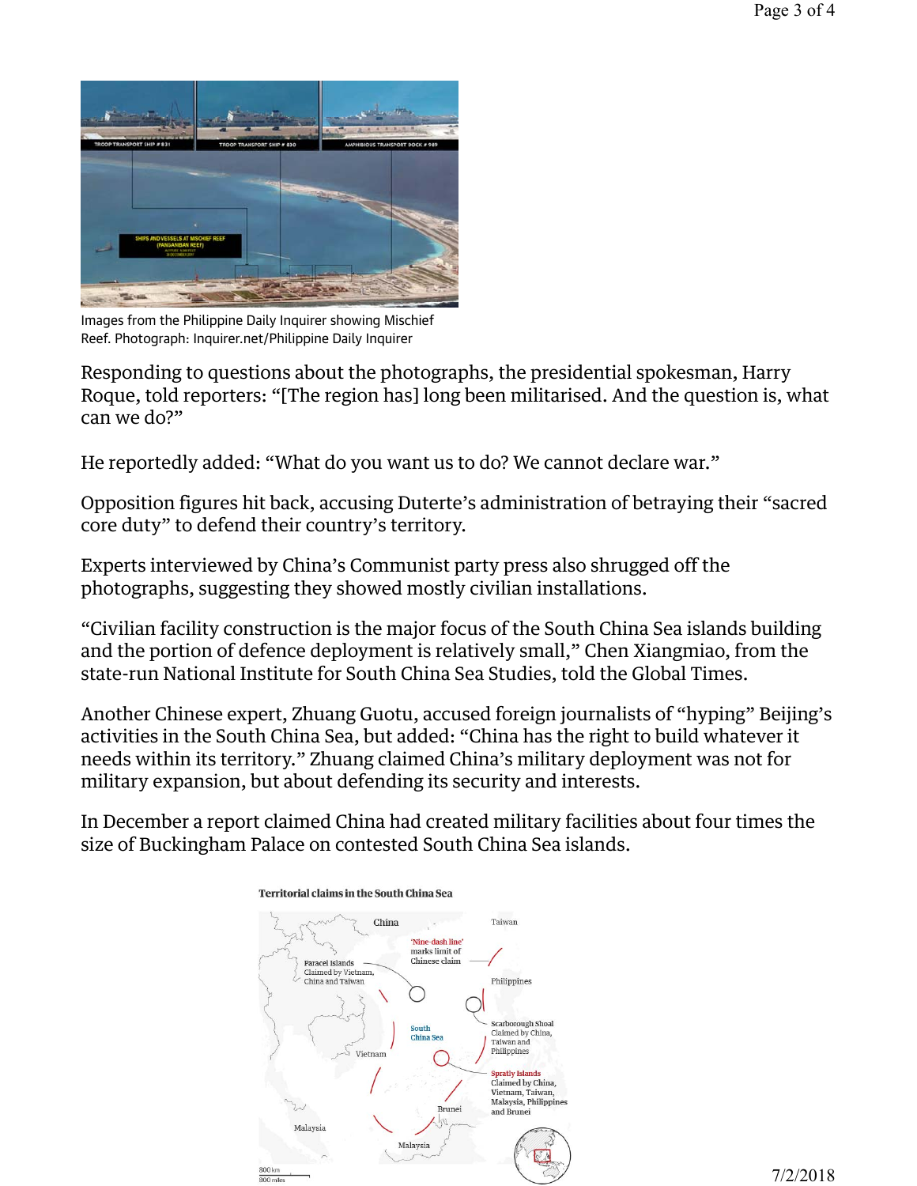Images from the Philippine Daily Inquirer showing Mischief Reef. Photograph: Inquirer.net/Philippine Daily Inquirer

Responding to questions about the photographs, the presidential spokesman, Harry Roque, told reporters: "[The region has] long been militarised. And the question is, what can we do?"

He reportedly added: "What do you want us to do? We cannot declare war."

Opposition figures hit back, accusing Duterte's administration of betraying their "sacred core duty" to defend their country's territory.

Experts interviewed by China's Communist party press also shrugged off the photographs, suggesting they showed mostly civilian installations.

"Civilian facility construction is the major focus of the South China Sea islands building and the portion of defence deployment is relatively small," Chen Xiangmiao, from the state-run National Institute for South China Sea Studies, told the Global Times.

Another Chinese expert, Zhuang Guotu, accused foreign journalists of "hyping" Beijing's activities in the South China Sea, but added: "China has the right to build whatever it needs within its territory." Zhuang claimed China's military deployment was not for military expansion, but about defending its security and interests.

In December a report claimed China had created military facilities about four times the size of Buckingham Palace on contested South China Sea islands.

Territorial claims in the South China Sea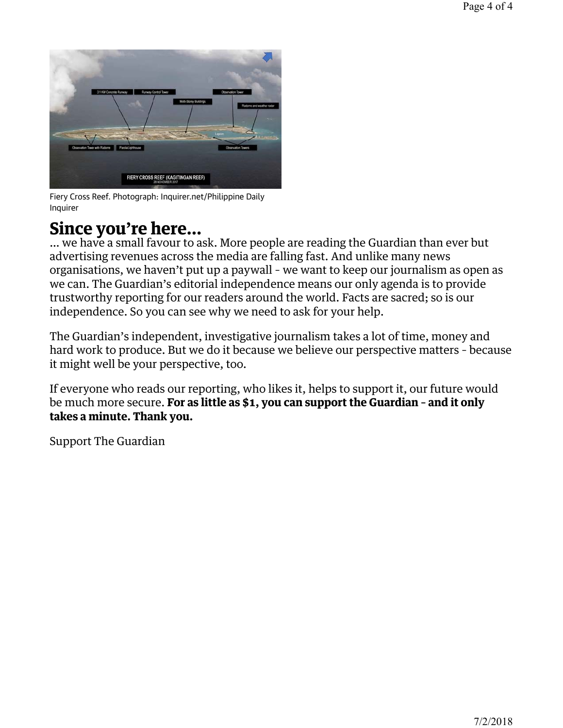Fiery Cross Reef. Photograph: Inquirer.net/Philippine Daily Inquirer

## Since you're here...

... we have a small favour to ask. More people are reading the Guardian than ever but advertising revenues across the media are falling fast. And unlike many news organisations, we haven't put up a paywall - we want to keep our journalism as open as we can. The Guardian's editorial independence means our only agenda is to provide trustworthy reporting for our readers around the world. Facts are sacred; so is our independence. So you can see why we need to ask for your help.

The Guardian's independent, investigative journalism takes a lot of time, money and hard work to produce. But we do it because we believe our perspective matters - because it might well be your perspective, too.

If everyone who reads our reporting, who likes it, helps to support it, our future would be much more secure. **For as little as $1, you can support the Guardian - and it only takes a minute. Thank you.**

Support The Guardian